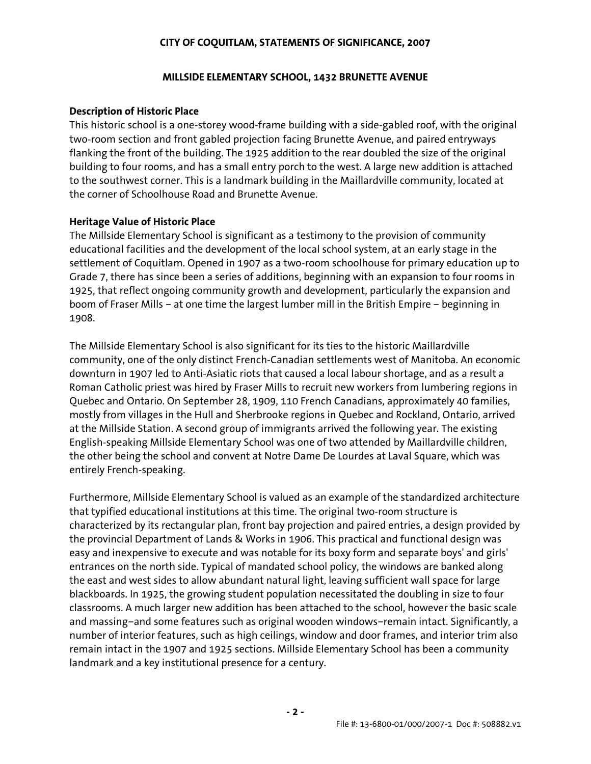# CITY OF COQUITLAM, STATEMENTS OF SIGNIFICANCE, 2007

## MILLSIDE ELEMENTARY SCHOOL, 1432 BRUNETTE AVENUE

### Description of Historic Place

This historic school is a one-storey wood-frame building with a side-gabled roof, with the original two-room section and front gabled projection facing Brunette Avenue, and paired entryways flanking the front of the building. The 1925 addition to the rear doubled the size of the original building to four rooms, and has a small entry porch to the west. A large new addition is attached to the southwest corner. This is a landmark building in the Maillardville community, located at the corner of Schoolhouse Road and Brunette Avenue.

### Heritage Value of Historic Place

The Millside Elementary School is significant as a testimony to the provision of community educational facilities and the development of the local school system, at an early stage in the settlement of Coquitlam. Opened in 1907 as a two-room schoolhouse for primary education up to Grade 7, there has since been a series of additions, beginning with an expansion to four rooms in 1925, that reflect ongoing community growth and development, particularly the expansion and boom of Fraser Mills – at one time the largest lumber mill in the British Empire – beginning in 1908.

The Millside Elementary School is also significant for its ties to the historic Maillardville community, one of the only distinct French-Canadian settlements west of Manitoba. An economic downturn in 1907 led to Anti-Asiatic riots that caused a local labour shortage, and as a result a Roman Catholic priest was hired by Fraser Mills to recruit new workers from lumbering regions in Quebec and Ontario. On September 28, 1909, 110 French Canadians, approximately 40 families, mostly from villages in the Hull and Sherbrooke regions in Quebec and Rockland, Ontario, arrived at the Millside Station. A second group of immigrants arrived the following year. The existing English-speaking Millside Elementary School was one of two attended by Maillardville children, the other being the school and convent at Notre Dame De Lourdes at Laval Square, which was entirely French-speaking.

Furthermore, Millside Elementary School is valued as an example of the standardized architecture that typified educational institutions at this time. The original two-room structure is characterized by its rectangular plan, front bay projection and paired entries, a design provided by the provincial Department of Lands & Works in 1906. This practical and functional design was easy and inexpensive to execute and was notable for its boxy form and separate boys' and girls' entrances on the north side. Typical of mandated school policy, the windows are banked along the east and west sides to allow abundant natural light, leaving sufficient wall space for large blackboards. In 1925, the growing student population necessitated the doubling in size to four classrooms. A much larger new addition has been attached to the school, however the basic scale and massing–and some features such as original wooden windows–remain intact. Significantly, a number of interior features, such as high ceilings, window and door frames, and interior trim also remain intact in the 1907 and 1925 sections. Millside Elementary School has been a community landmark and a key institutional presence for a century.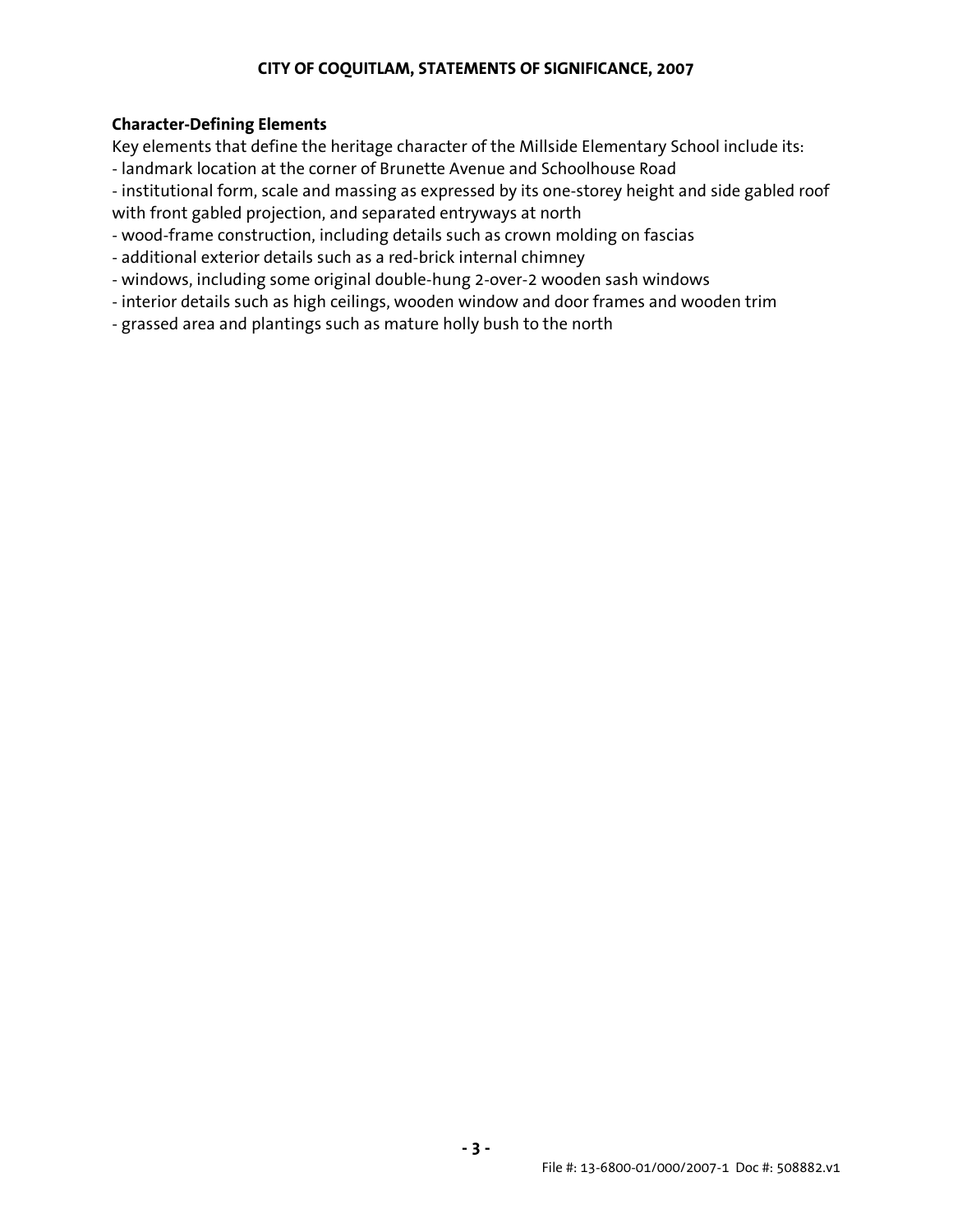**Character-Defining Elements**

Key elements that define the heritage character of the Millside Elementary School include its:

- landmark location at the corner of Brunette Avenue and Schoolhouse Road
- institutional form, scale and massing as expressed by its one-storey height and side gabled roof with front gabled projection, and separated entryways at north
- wood-frame construction, including details such as crown molding on fascias
- additional exterior details such as a red-brick internal chimney
- windows, including some original double-hung 2-over-2 wooden sash windows
- interior details such as high ceilings, wooden window and door frames and wooden trim
- grassed area and plantings such as mature holly bush to the north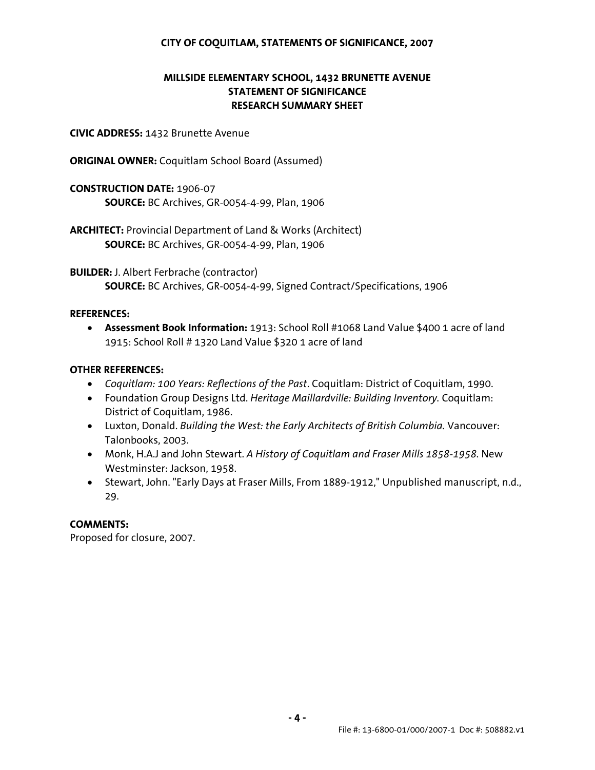# CITY OF COQUITLAM, STATEMENTS OF SIGNIFICANCE, 2007

## MILLSIDE ELEMENTARY SCHOOL, 1432 BRUNETTE AVENUE
## STATEMENT OF SIGNIFICANCE
## RESEARCH SUMMARY SHEET

**CIVIC ADDRESS:** 1432 Brunette Avenue

**ORIGINAL OWNER:** Coquitlam School Board (Assumed)

**CONSTRUCTION DATE:** 1906-07
**SOURCE:** BC Archives, GR-0054-4-99, Plan, 1906

**ARCHITECT:** Provincial Department of Land & Works (Architect)
**SOURCE:** BC Archives, GR-0054-4-99, Plan, 1906

**BUILDER:** J. Albert Ferbrache (contractor)
**SOURCE:** BC Archives, GR-0054-4-99, Signed Contract/Specifications, 1906

**REFERENCES:**

- **Assessment Book Information:** 1913: School Roll #1068 Land Value $400 1 acre of land 1915: School Roll # 1320 Land Value $320 1 acre of land

**OTHER REFERENCES:**

- *Coquitlam: 100 Years: Reflections of the Past*. Coquitlam: District of Coquitlam, 1990.
- Foundation Group Designs Ltd. *Heritage Maillardville: Building Inventory.* Coquitlam: District of Coquitlam, 1986.
- Luxton, Donald. *Building the West: the Early Architects of British Columbia.* Vancouver: Talonbooks, 2003.
- Monk, H.A.J and John Stewart. *A History of Coquitlam and Fraser Mills 1858-1958*. New Westminster: Jackson, 1958.
- Stewart, John. "Early Days at Fraser Mills, From 1889-1912," Unpublished manuscript, n.d., 29.

**COMMENTS:**
Proposed for closure, 2007.

File #: 13-6800-01/000/2007-1 Doc #: 508882.v1